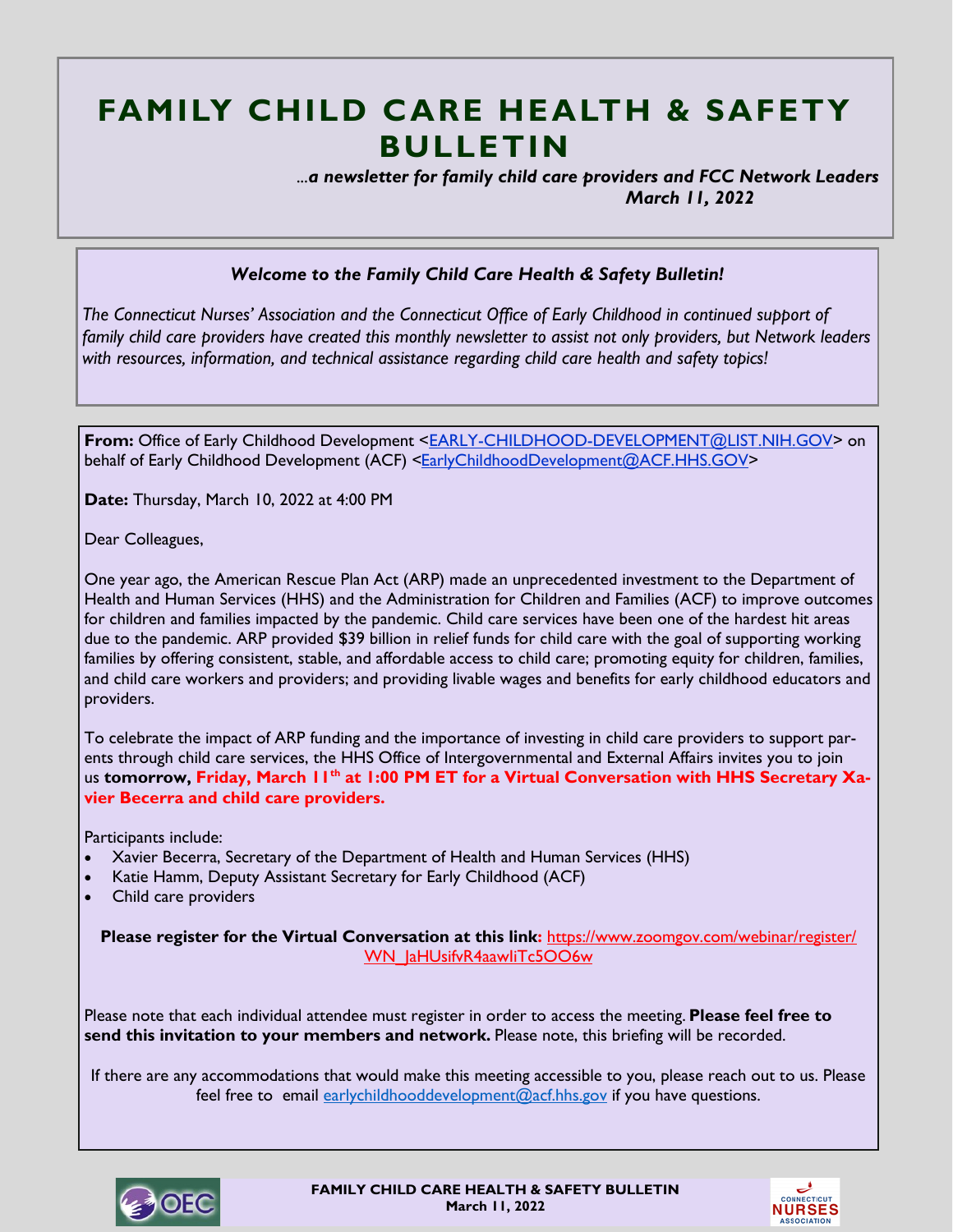# FAMILY CHILD CARE HEALTH & SAFETY BULLETIN

*...a newsletter for family child care providers and FCC Network Leaders*
*March 11, 2022*

***Welcome to the Family Child Care Health & Safety Bulletin!***

*The Connecticut Nurses' Association and the Connecticut Office of Early Childhood in continued support of family child care providers have created this monthly newsletter to assist not only providers, but Network leaders with resources, information, and technical assistance regarding child care health and safety topics!*

**From:** Office of Early Childhood Development <EARLY-CHILDHOOD-DEVELOPMENT@LIST.NIH.GOV> on behalf of Early Childhood Development (ACF) <EarlyChildhoodDevelopment@ACF.HHS.GOV>

**Date:** Thursday, March 10, 2022 at 4:00 PM

Dear Colleagues,

One year ago, the American Rescue Plan Act (ARP) made an unprecedented investment to the Department of Health and Human Services (HHS) and the Administration for Children and Families (ACF) to improve outcomes for children and families impacted by the pandemic. Child care services have been one of the hardest hit areas due to the pandemic. ARP provided $39 billion in relief funds for child care with the goal of supporting working families by offering consistent, stable, and affordable access to child care; promoting equity for children, families, and child care workers and providers; and providing livable wages and benefits for early childhood educators and providers.

To celebrate the impact of ARP funding and the importance of investing in child care providers to support parents through child care services, the HHS Office of Intergovernmental and External Affairs invites you to join us **tomorrow, Friday, March 11th at 1:00 PM ET for a Virtual Conversation with HHS Secretary Xavier Becerra and child care providers.**

Participants include:

- Xavier Becerra, Secretary of the Department of Health and Human Services (HHS)
- Katie Hamm, Deputy Assistant Secretary for Early Childhood (ACF)
- Child care providers

**Please register for the Virtual Conversation at this link:** https://www.zoomgov.com/webinar/register/WN_JaHUsifvR4aawIiTc5OO6w

Please note that each individual attendee must register in order to access the meeting. **Please feel free to send this invitation to your members and network.** Please note, this briefing will be recorded.

If there are any accommodations that would make this meeting accessible to you, please reach out to us. Please feel free to email earlychilddevelopment@acf.hhs.gov if you have questions.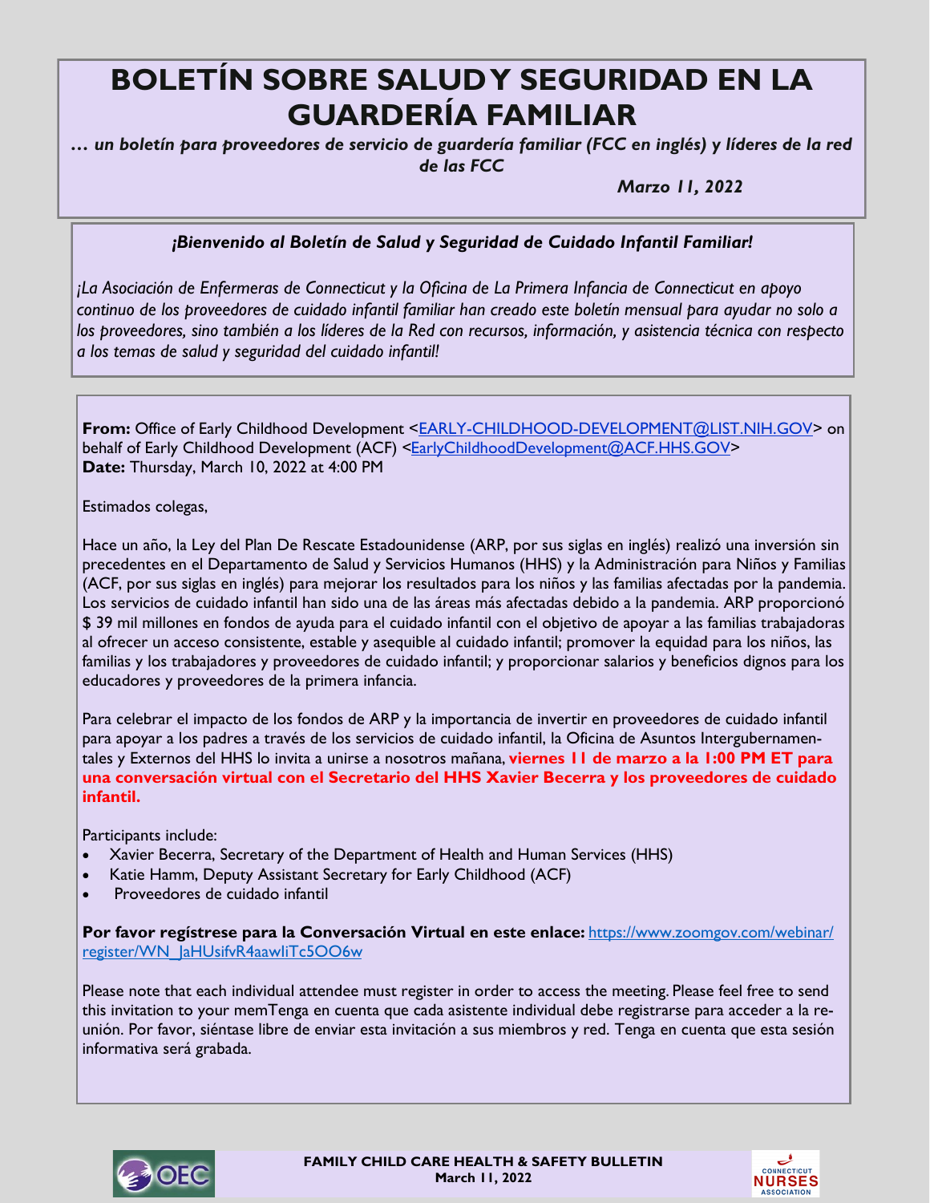# BOLETÍN SOBRE SALUD Y SEGURIDAD EN LA GUARDERÍA FAMILIAR

*… un boletín para proveedores de servicio de guardería familiar (FCC en inglés) y líderes de la red de las FCC*

***Marzo 11, 2022***

***¡Bienvenido al Boletín de Salud y Seguridad de Cuidado Infantil Familiar!***

*¡La Asociación de Enfermeras de Connecticut y la Oficina de La Primera Infancia de Connecticut en apoyo continuo de los proveedores de cuidado infantil familiar han creado este boletín mensual para ayudar no solo a los proveedores, sino también a los líderes de la Red con recursos, información, y asistencia técnica con respecto a los temas de salud y seguridad del cuidado infantil!*

**From:** Office of Early Childhood Development <EARLY-CHILDHOOD-DEVELOPMENT@LIST.NIH.GOV> on behalf of Early Childhood Development (ACF) <EarlyChildhoodDevelopment@ACF.HHS.GOV>
**Date:** Thursday, March 10, 2022 at 4:00 PM

Estimados colegas,

Hace un año, la Ley del Plan De Rescate Estadounidense (ARP, por sus siglas en inglés) realizó una inversión sin precedentes en el Departamento de Salud y Servicios Humanos (HHS) y la Administración para Niños y Familias (ACF, por sus siglas en inglés) para mejorar los resultados para los niños y las familias afectadas por la pandemia. Los servicios de cuidado infantil han sido una de las áreas más afectadas debido a la pandemia. ARP proporcionó $ 39 mil millones en fondos de ayuda para el cuidado infantil con el objetivo de apoyar a las familias trabajadoras al ofrecer un acceso consistente, estable y asequible al cuidado infantil; promover la equidad para los niños, las familias y los trabajadores y proveedores de cuidado infantil; y proporcionar salarios y beneficios dignos para los educadores y proveedores de la primera infancia.

Para celebrar el impacto de los fondos de ARP y la importancia de invertir en proveedores de cuidado infantil para apoyar a los padres a través de los servicios de cuidado infantil, la Oficina de Asuntos Intergubernamentales y Externos del HHS lo invita a unirse a nosotros mañana, **viernes 11 de marzo a la 1:00 PM ET para una conversación virtual con el Secretario del HHS Xavier Becerra y los proveedores de cuidado infantil.**

Participants include:

- Xavier Becerra, Secretary of the Department of Health and Human Services (HHS)
- Katie Hamm, Deputy Assistant Secretary for Early Childhood (ACF)
- Proveedores de cuidado infantil

**Por favor regístrese para la Conversación Virtual en este enlace:** https://www.zoomgov.com/webinar/register/WN_JaHUsifvR4aawliTc5OO6w

Please note that each individual attendee must register in order to access the meeting. Please feel free to send this invitation to your memTenga en cuenta que cada asistente individual debe registrarse para acceder a la reunión. Por favor, siéntase libre de enviar esta invitación a sus miembros y red. Tenga en cuenta que esta sesión informativa será grabada.